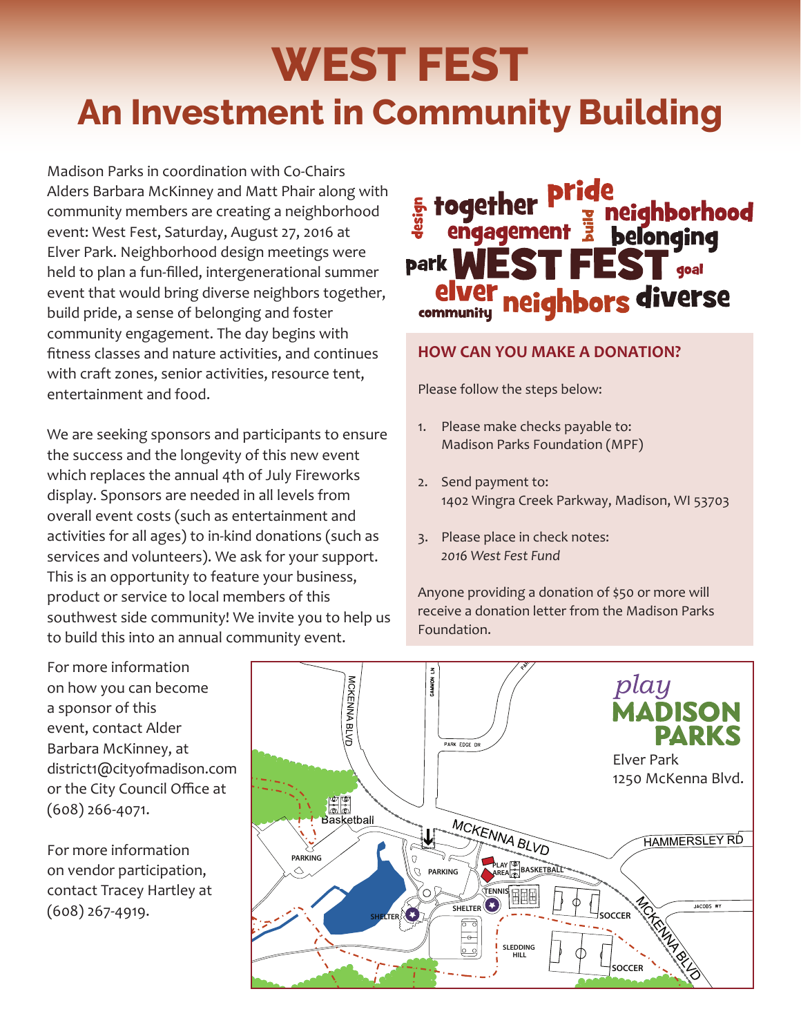# WEST FEST

## An Investment in Community Building

Madison Parks in coordination with Co-Chairs Alders Barbara McKinney and Matt Phair along with community members are creating a neighborhood event: West Fest, Saturday, August 27, 2016 at Elver Park. Neighborhood design meetings were held to plan a fun-filled, intergenerational summer event that would bring diverse neighbors together, build pride, a sense of belonging and foster community engagement. The day begins with fitness classes and nature activities, and continues with craft zones, senior activities, resource tent, entertainment and food.

We are seeking sponsors and participants to ensure the success and the longevity of this new event which replaces the annual 4th of July Fireworks display. Sponsors are needed in all levels from overall event costs (such as entertainment and activities for all ages) to in-kind donations (such as services and volunteers). We ask for your support. This is an opportunity to feature your business, product or service to local members of this southwest side community! We invite you to help us to build this into an annual community event.

For more information on how you can become a sponsor of this event, contact Alder Barbara McKinney, at district1@cityofmadison.com or the City Council Office at (608) 266-4071.

For more information on vendor participation, contact Tracey Hartley at (608) 267-4919.

### HOW CAN YOU MAKE A DONATION?

Please follow the steps below:

1. Please make checks payable to:
   Madison Parks Foundation (MPF)
2. Send payment to:
   1402 Wingra Creek Parkway, Madison, WI 53703
3. Please place in check notes:
   *2016 West Fest Fund*

Anyone providing a donation of $50 or more will receive a donation letter from the Madison Parks Foundation.

*play* MADISON PARKS

Elver Park
1250 McKenna Blvd.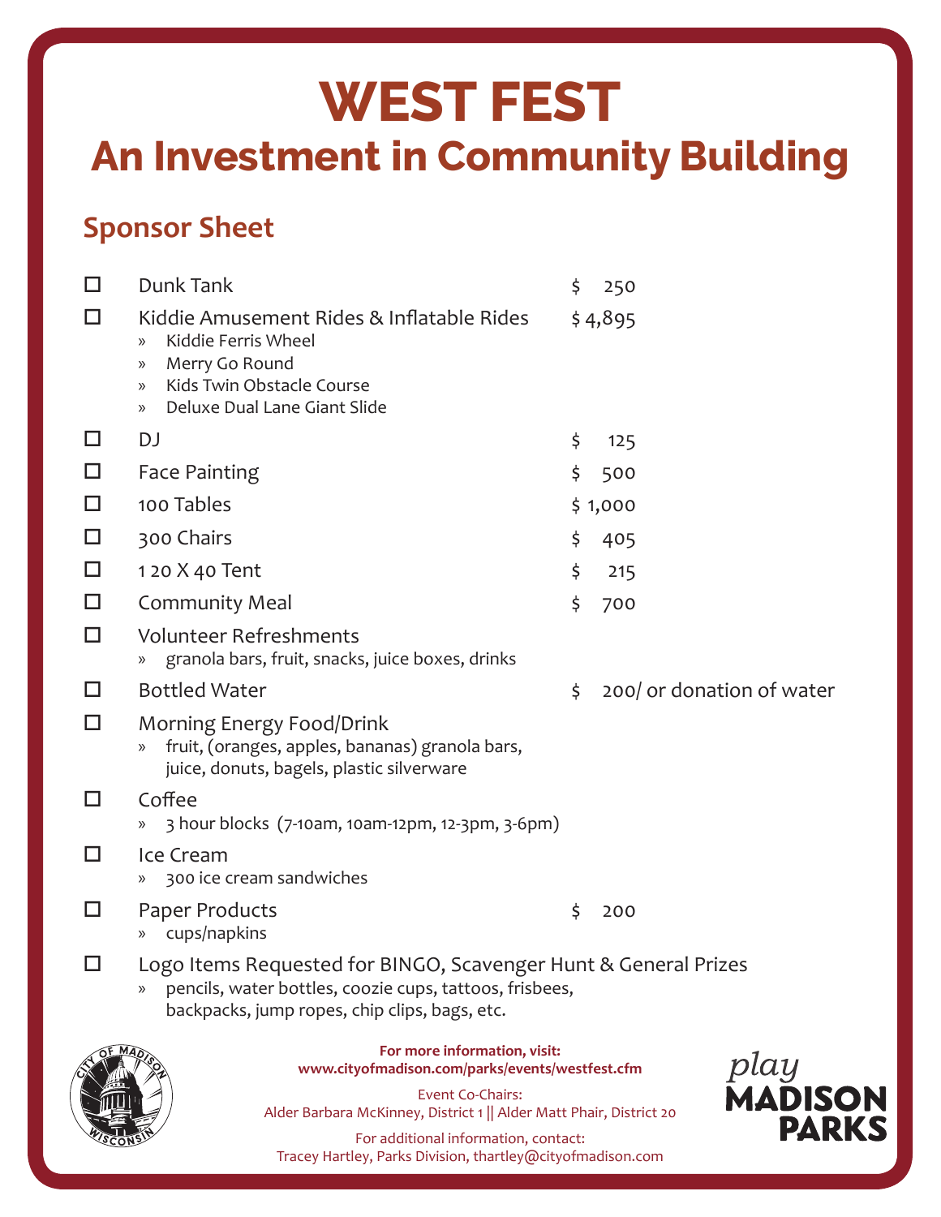# WEST FEST

## An Investment in Community Building

### Sponsor Sheet

| | | |
|---|---|---|
| ☐ | Dunk Tank | $ 250 |
| ☐ | Kiddie Amusement Rides & Inflatable Rides<br>» Kiddie Ferris Wheel<br>» Merry Go Round<br>» Kids Twin Obstacle Course<br>» Deluxe Dual Lane Giant Slide | $ 4,895 |
| ☐ | DJ | $ 125 |
| ☐ | Face Painting | $ 500 |
| ☐ | 100 Tables | $ 1,000 |
| ☐ | 300 Chairs | $ 405 |
| ☐ | 1 20 X 40 Tent | $ 215 |
| ☐ | Community Meal | $ 700 |
| ☐ | Volunteer Refreshments<br>» granola bars, fruit, snacks, juice boxes, drinks | |
| ☐ | Bottled Water | $ 200/ or donation of water |
| ☐ | Morning Energy Food/Drink<br>» fruit, (oranges, apples, bananas) granola bars, juice, donuts, bagels, plastic silverware | |
| ☐ | Coffee<br>» 3 hour blocks (7-10am, 10am-12pm, 12-3pm, 3-6pm) | |
| ☐ | Ice Cream<br>» 300 ice cream sandwiches | |
| ☐ | Paper Products<br>» cups/napkins | $ 200 |
| ☐ | Logo Items Requested for BINGO, Scavenger Hunt & General Prizes<br>» pencils, water bottles, coozie cups, tattoos, frisbees, backpacks, jump ropes, chip clips, bags, etc. | |

**For more information, visit:**
**www.cityofmadison.com/parks/events/westfest.cfm**

Event Co-Chairs:
Alder Barbara McKinney, District 1 || Alder Matt Phair, District 20

For additional information, contact:
Tracey Hartley, Parks Division, thartley@cityofmadison.com

play MADISON PARKS